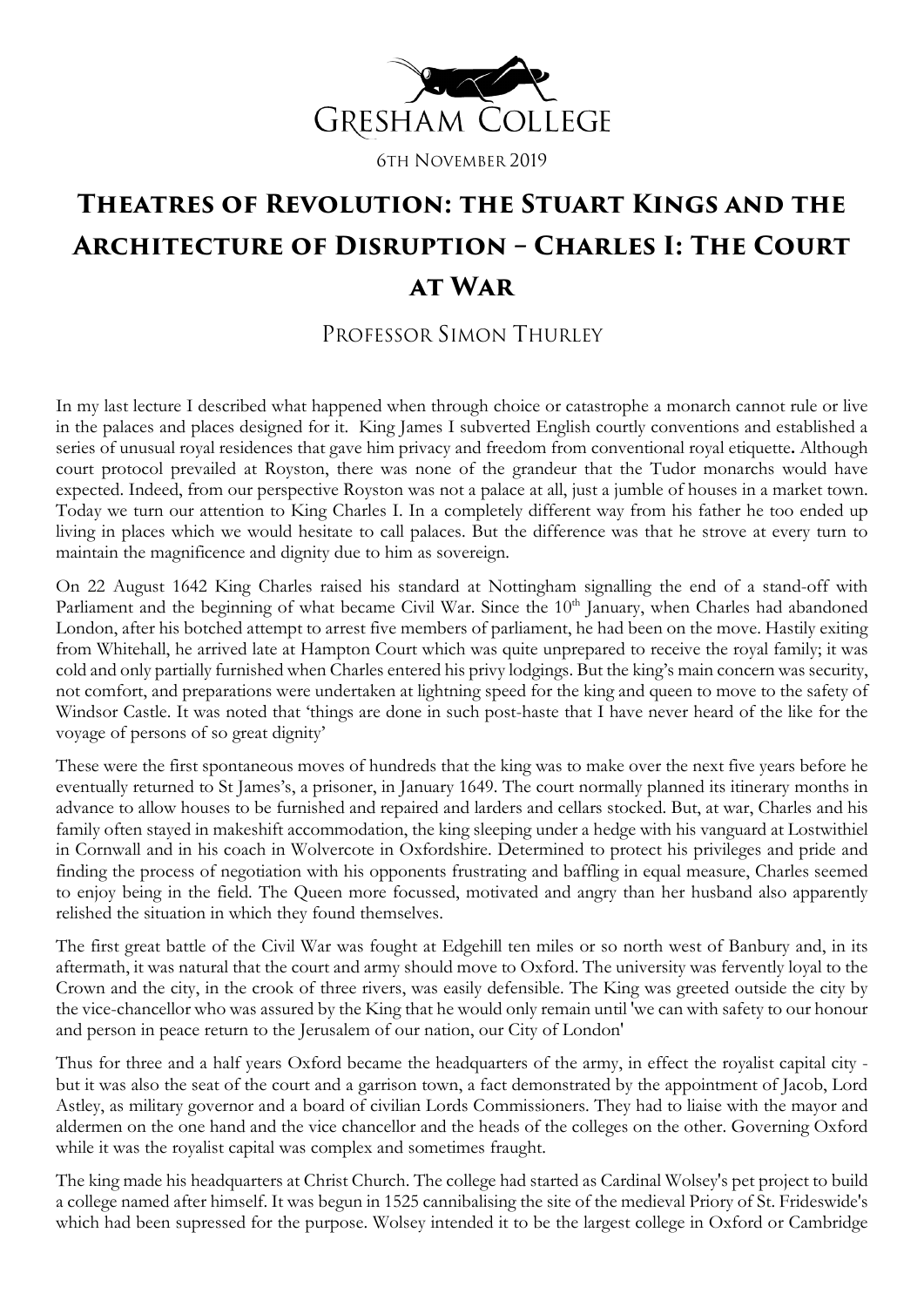GRESHAM COLLEGE

6TH NOVEMBER 2019

# Theatres of Revolution: the Stuart Kings and the Architecture of Disruption – Charles I: The Court at War

## Professor Simon Thurley

In my last lecture I described what happened when through choice or catastrophe a monarch cannot rule or live in the palaces and places designed for it. King James I subverted English courtly conventions and established a series of unusual royal residences that gave him privacy and freedom from conventional royal etiquette**.** Although court protocol prevailed at Royston, there was none of the grandeur that the Tudor monarchs would have expected. Indeed, from our perspective Royston was not a palace at all, just a jumble of houses in a market town. Today we turn our attention to King Charles I. In a completely different way from his father he too ended up living in places which we would hesitate to call palaces. But the difference was that he strove at every turn to maintain the magnificence and dignity due to him as sovereign.

On 22 August 1642 King Charles raised his standard at Nottingham signalling the end of a stand-off with Parliament and the beginning of what became Civil War. Since the 10th January, when Charles had abandoned London, after his botched attempt to arrest five members of parliament, he had been on the move. Hastily exiting from Whitehall, he arrived late at Hampton Court which was quite unprepared to receive the royal family; it was cold and only partially furnished when Charles entered his privy lodgings. But the king's main concern was security, not comfort, and preparations were undertaken at lightning speed for the king and queen to move to the safety of Windsor Castle. It was noted that 'things are done in such post-haste that I have never heard of the like for the voyage of persons of so great dignity'

These were the first spontaneous moves of hundreds that the king was to make over the next five years before he eventually returned to St James's, a prisoner, in January 1649. The court normally planned its itinerary months in advance to allow houses to be furnished and repaired and larders and cellars stocked. But, at war, Charles and his family often stayed in makeshift accommodation, the king sleeping under a hedge with his vanguard at Lostwithiel in Cornwall and in his coach in Wolvercote in Oxfordshire. Determined to protect his privileges and pride and finding the process of negotiation with his opponents frustrating and baffling in equal measure, Charles seemed to enjoy being in the field. The Queen more focussed, motivated and angry than her husband also apparently relished the situation in which they found themselves.

The first great battle of the Civil War was fought at Edgehill ten miles or so north west of Banbury and, in its aftermath, it was natural that the court and army should move to Oxford. The university was fervently loyal to the Crown and the city, in the crook of three rivers, was easily defensible. The King was greeted outside the city by the vice-chancellor who was assured by the King that he would only remain until 'we can with safety to our honour and person in peace return to the Jerusalem of our nation, our City of London'

Thus for three and a half years Oxford became the headquarters of the army, in effect the royalist capital city - but it was also the seat of the court and a garrison town, a fact demonstrated by the appointment of Jacob, Lord Astley, as military governor and a board of civilian Lords Commissioners. They had to liaise with the mayor and aldermen on the one hand and the vice chancellor and the heads of the colleges on the other. Governing Oxford while it was the royalist capital was complex and sometimes fraught.

The king made his headquarters at Christ Church. The college had started as Cardinal Wolsey's pet project to build a college named after himself. It was begun in 1525 cannibalising the site of the medieval Priory of St. Frideswide's which had been supressed for the purpose. Wolsey intended it to be the largest college in Oxford or Cambridge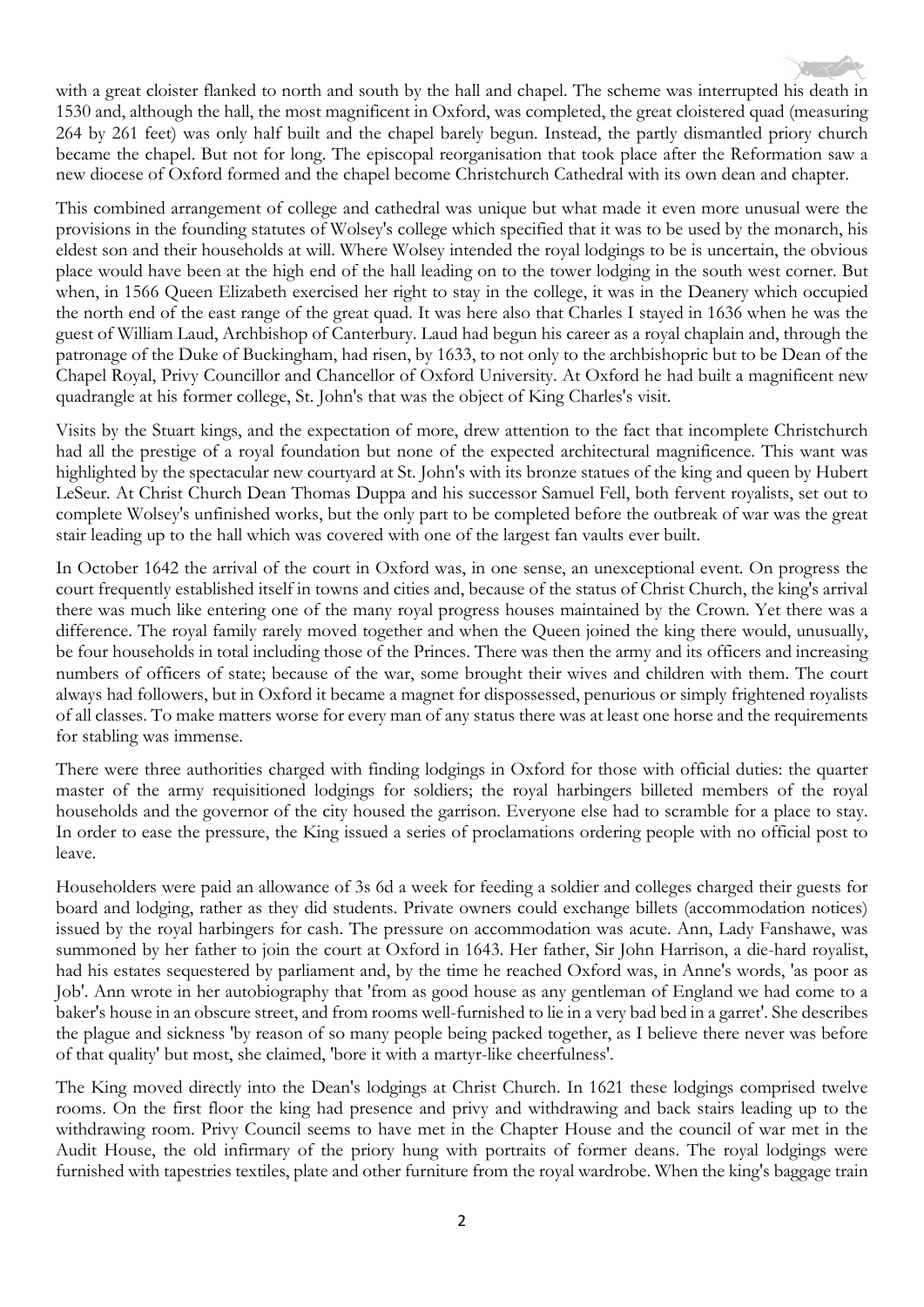with a great cloister flanked to north and south by the hall and chapel. The scheme was interrupted his death in 1530 and, although the hall, the most magnificent in Oxford, was completed, the great cloistered quad (measuring 264 by 261 feet) was only half built and the chapel barely begun. Instead, the partly dismantled priory church became the chapel. But not for long. The episcopal reorganisation that took place after the Reformation saw a new diocese of Oxford formed and the chapel become Christchurch Cathedral with its own dean and chapter.

This combined arrangement of college and cathedral was unique but what made it even more unusual were the provisions in the founding statutes of Wolsey's college which specified that it was to be used by the monarch, his eldest son and their households at will. Where Wolsey intended the royal lodgings to be is uncertain, the obvious place would have been at the high end of the hall leading on to the tower lodging in the south west corner. But when, in 1566 Queen Elizabeth exercised her right to stay in the college, it was in the Deanery which occupied the north end of the east range of the great quad. It was here also that Charles I stayed in 1636 when he was the guest of William Laud, Archbishop of Canterbury. Laud had begun his career as a royal chaplain and, through the patronage of the Duke of Buckingham, had risen, by 1633, to not only to the archbishopric but to be Dean of the Chapel Royal, Privy Councillor and Chancellor of Oxford University. At Oxford he had built a magnificent new quadrangle at his former college, St. John's that was the object of King Charles's visit.

Visits by the Stuart kings, and the expectation of more, drew attention to the fact that incomplete Christchurch had all the prestige of a royal foundation but none of the expected architectural magnificence. This want was highlighted by the spectacular new courtyard at St. John's with its bronze statues of the king and queen by Hubert LeSeur. At Christ Church Dean Thomas Duppa and his successor Samuel Fell, both fervent royalists, set out to complete Wolsey's unfinished works, but the only part to be completed before the outbreak of war was the great stair leading up to the hall which was covered with one of the largest fan vaults ever built.

In October 1642 the arrival of the court in Oxford was, in one sense, an unexceptional event. On progress the court frequently established itself in towns and cities and, because of the status of Christ Church, the king's arrival there was much like entering one of the many royal progress houses maintained by the Crown. Yet there was a difference. The royal family rarely moved together and when the Queen joined the king there would, unusually, be four households in total including those of the Princes. There was then the army and its officers and increasing numbers of officers of state; because of the war, some brought their wives and children with them. The court always had followers, but in Oxford it became a magnet for dispossessed, penurious or simply frightened royalists of all classes. To make matters worse for every man of any status there was at least one horse and the requirements for stabling was immense.

There were three authorities charged with finding lodgings in Oxford for those with official duties: the quarter master of the army requisitioned lodgings for soldiers; the royal harbingers billeted members of the royal households and the governor of the city housed the garrison. Everyone else had to scramble for a place to stay. In order to ease the pressure, the King issued a series of proclamations ordering people with no official post to leave.

Householders were paid an allowance of 3s 6d a week for feeding a soldier and colleges charged their guests for board and lodging, rather as they did students. Private owners could exchange billets (accommodation notices) issued by the royal harbingers for cash. The pressure on accommodation was acute. Ann, Lady Fanshawe, was summoned by her father to join the court at Oxford in 1643. Her father, Sir John Harrison, a die-hard royalist, had his estates sequestered by parliament and, by the time he reached Oxford was, in Anne's words, 'as poor as Job'. Ann wrote in her autobiography that 'from as good house as any gentleman of England we had come to a baker's house in an obscure street, and from rooms well-furnished to lie in a very bad bed in a garret'. She describes the plague and sickness 'by reason of so many people being packed together, as I believe there never was before of that quality' but most, she claimed, 'bore it with a martyr-like cheerfulness'.

The King moved directly into the Dean's lodgings at Christ Church. In 1621 these lodgings comprised twelve rooms. On the first floor the king had presence and privy and withdrawing and back stairs leading up to the withdrawing room. Privy Council seems to have met in the Chapter House and the council of war met in the Audit House, the old infirmary of the priory hung with portraits of former deans. The royal lodgings were furnished with tapestries textiles, plate and other furniture from the royal wardrobe. When the king's baggage train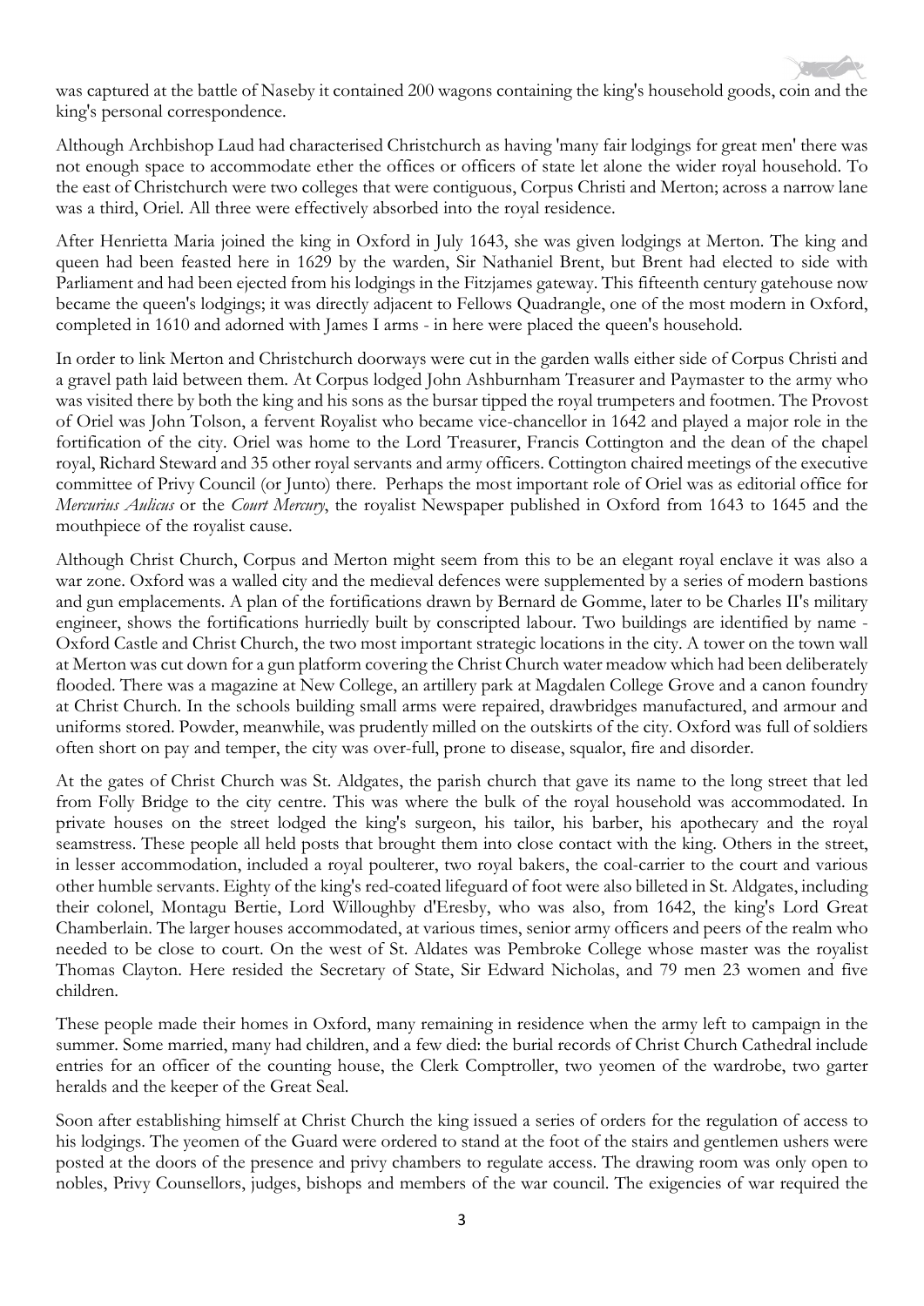was captured at the battle of Naseby it contained 200 wagons containing the king's household goods, coin and the king's personal correspondence.

Although Archbishop Laud had characterised Christchurch as having 'many fair lodgings for great men' there was not enough space to accommodate ether the offices or officers of state let alone the wider royal household. To the east of Christchurch were two colleges that were contiguous, Corpus Christi and Merton; across a narrow lane was a third, Oriel. All three were effectively absorbed into the royal residence.

After Henrietta Maria joined the king in Oxford in July 1643, she was given lodgings at Merton. The king and queen had been feasted here in 1629 by the warden, Sir Nathaniel Brent, but Brent had elected to side with Parliament and had been ejected from his lodgings in the Fitzjames gateway. This fifteenth century gatehouse now became the queen's lodgings; it was directly adjacent to Fellows Quadrangle, one of the most modern in Oxford, completed in 1610 and adorned with James I arms - in here were placed the queen's household.

In order to link Merton and Christchurch doorways were cut in the garden walls either side of Corpus Christi and a gravel path laid between them. At Corpus lodged John Ashburnham Treasurer and Paymaster to the army who was visited there by both the king and his sons as the bursar tipped the royal trumpeters and footmen. The Provost of Oriel was John Tolson, a fervent Royalist who became vice-chancellor in 1642 and played a major role in the fortification of the city. Oriel was home to the Lord Treasurer, Francis Cottington and the dean of the chapel royal, Richard Steward and 35 other royal servants and army officers. Cottington chaired meetings of the executive committee of Privy Council (or Junto) there. Perhaps the most important role of Oriel was as editorial office for *Mercurius Aulicus* or the *Court Mercury*, the royalist Newspaper published in Oxford from 1643 to 1645 and the mouthpiece of the royalist cause.

Although Christ Church, Corpus and Merton might seem from this to be an elegant royal enclave it was also a war zone. Oxford was a walled city and the medieval defences were supplemented by a series of modern bastions and gun emplacements. A plan of the fortifications drawn by Bernard de Gomme, later to be Charles II's military engineer, shows the fortifications hurriedly built by conscripted labour. Two buildings are identified by name - Oxford Castle and Christ Church, the two most important strategic locations in the city. A tower on the town wall at Merton was cut down for a gun platform covering the Christ Church water meadow which had been deliberately flooded. There was a magazine at New College, an artillery park at Magdalen College Grove and a canon foundry at Christ Church. In the schools building small arms were repaired, drawbridges manufactured, and armour and uniforms stored. Powder, meanwhile, was prudently milled on the outskirts of the city. Oxford was full of soldiers often short on pay and temper, the city was over-full, prone to disease, squalor, fire and disorder.

At the gates of Christ Church was St. Aldgates, the parish church that gave its name to the long street that led from Folly Bridge to the city centre. This was where the bulk of the royal household was accommodated. In private houses on the street lodged the king's surgeon, his tailor, his barber, his apothecary and the royal seamstress. These people all held posts that brought them into close contact with the king. Others in the street, in lesser accommodation, included a royal poulterer, two royal bakers, the coal-carrier to the court and various other humble servants. Eighty of the king's red-coated lifeguard of foot were also billeted in St. Aldgates, including their colonel, Montagu Bertie, Lord Willoughby d'Eresby, who was also, from 1642, the king's Lord Great Chamberlain. The larger houses accommodated, at various times, senior army officers and peers of the realm who needed to be close to court. On the west of St. Aldates was Pembroke College whose master was the royalist Thomas Clayton. Here resided the Secretary of State, Sir Edward Nicholas, and 79 men 23 women and five children.

These people made their homes in Oxford, many remaining in residence when the army left to campaign in the summer. Some married, many had children, and a few died: the burial records of Christ Church Cathedral include entries for an officer of the counting house, the Clerk Comptroller, two yeomen of the wardrobe, two garter heralds and the keeper of the Great Seal.

Soon after establishing himself at Christ Church the king issued a series of orders for the regulation of access to his lodgings. The yeomen of the Guard were ordered to stand at the foot of the stairs and gentlemen ushers were posted at the doors of the presence and privy chambers to regulate access. The drawing room was only open to nobles, Privy Counsellors, judges, bishops and members of the war council. The exigencies of war required the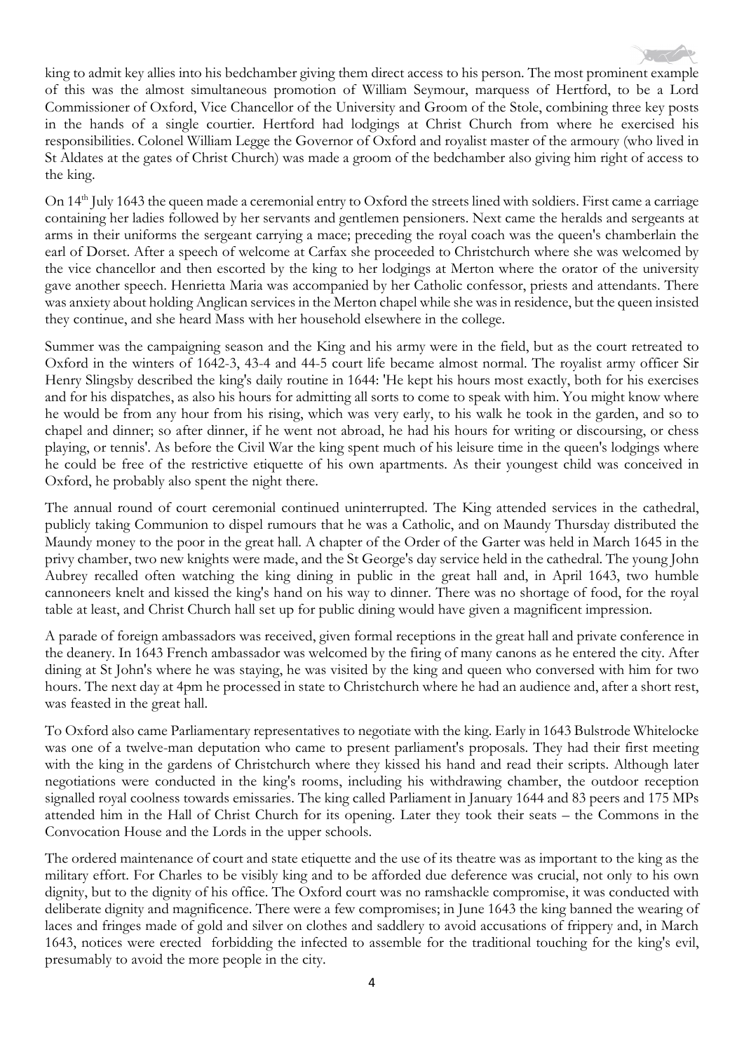king to admit key allies into his bedchamber giving them direct access to his person. The most prominent example of this was the almost simultaneous promotion of William Seymour, marquess of Hertford, to be a Lord Commissioner of Oxford, Vice Chancellor of the University and Groom of the Stole, combining three key posts in the hands of a single courtier. Hertford had lodgings at Christ Church from where he exercised his responsibilities. Colonel William Legge the Governor of Oxford and royalist master of the armoury (who lived in St Aldates at the gates of Christ Church) was made a groom of the bedchamber also giving him right of access to the king.

On 14th July 1643 the queen made a ceremonial entry to Oxford the streets lined with soldiers. First came a carriage containing her ladies followed by her servants and gentlemen pensioners. Next came the heralds and sergeants at arms in their uniforms the sergeant carrying a mace; preceding the royal coach was the queen's chamberlain the earl of Dorset. After a speech of welcome at Carfax she proceeded to Christchurch where she was welcomed by the vice chancellor and then escorted by the king to her lodgings at Merton where the orator of the university gave another speech. Henrietta Maria was accompanied by her Catholic confessor, priests and attendants. There was anxiety about holding Anglican services in the Merton chapel while she was in residence, but the queen insisted they continue, and she heard Mass with her household elsewhere in the college.

Summer was the campaigning season and the King and his army were in the field, but as the court retreated to Oxford in the winters of 1642-3, 43-4 and 44-5 court life became almost normal. The royalist army officer Sir Henry Slingsby described the king's daily routine in 1644: 'He kept his hours most exactly, both for his exercises and for his dispatches, as also his hours for admitting all sorts to come to speak with him. You might know where he would be from any hour from his rising, which was very early, to his walk he took in the garden, and so to chapel and dinner; so after dinner, if he went not abroad, he had his hours for writing or discoursing, or chess playing, or tennis'. As before the Civil War the king spent much of his leisure time in the queen's lodgings where he could be free of the restrictive etiquette of his own apartments. As their youngest child was conceived in Oxford, he probably also spent the night there.

The annual round of court ceremonial continued uninterrupted. The King attended services in the cathedral, publicly taking Communion to dispel rumours that he was a Catholic, and on Maundy Thursday distributed the Maundy money to the poor in the great hall. A chapter of the Order of the Garter was held in March 1645 in the privy chamber, two new knights were made, and the St George's day service held in the cathedral. The young John Aubrey recalled often watching the king dining in public in the great hall and, in April 1643, two humble cannoneers knelt and kissed the king's hand on his way to dinner. There was no shortage of food, for the royal table at least, and Christ Church hall set up for public dining would have given a magnificent impression.

A parade of foreign ambassadors was received, given formal receptions in the great hall and private conference in the deanery. In 1643 French ambassador was welcomed by the firing of many canons as he entered the city. After dining at St John's where he was staying, he was visited by the king and queen who conversed with him for two hours. The next day at 4pm he processed in state to Christchurch where he had an audience and, after a short rest, was feasted in the great hall.

To Oxford also came Parliamentary representatives to negotiate with the king. Early in 1643 Bulstrode Whitelocke was one of a twelve-man deputation who came to present parliament's proposals. They had their first meeting with the king in the gardens of Christchurch where they kissed his hand and read their scripts. Although later negotiations were conducted in the king's rooms, including his withdrawing chamber, the outdoor reception signalled royal coolness towards emissaries. The king called Parliament in January 1644 and 83 peers and 175 MPs attended him in the Hall of Christ Church for its opening. Later they took their seats – the Commons in the Convocation House and the Lords in the upper schools.

The ordered maintenance of court and state etiquette and the use of its theatre was as important to the king as the military effort. For Charles to be visibly king and to be afforded due deference was crucial, not only to his own dignity, but to the dignity of his office. The Oxford court was no ramshackle compromise, it was conducted with deliberate dignity and magnificence. There were a few compromises; in June 1643 the king banned the wearing of laces and fringes made of gold and silver on clothes and saddlery to avoid accusations of frippery and, in March 1643, notices were erected forbidding the infected to assemble for the traditional touching for the king's evil, presumably to avoid the more people in the city.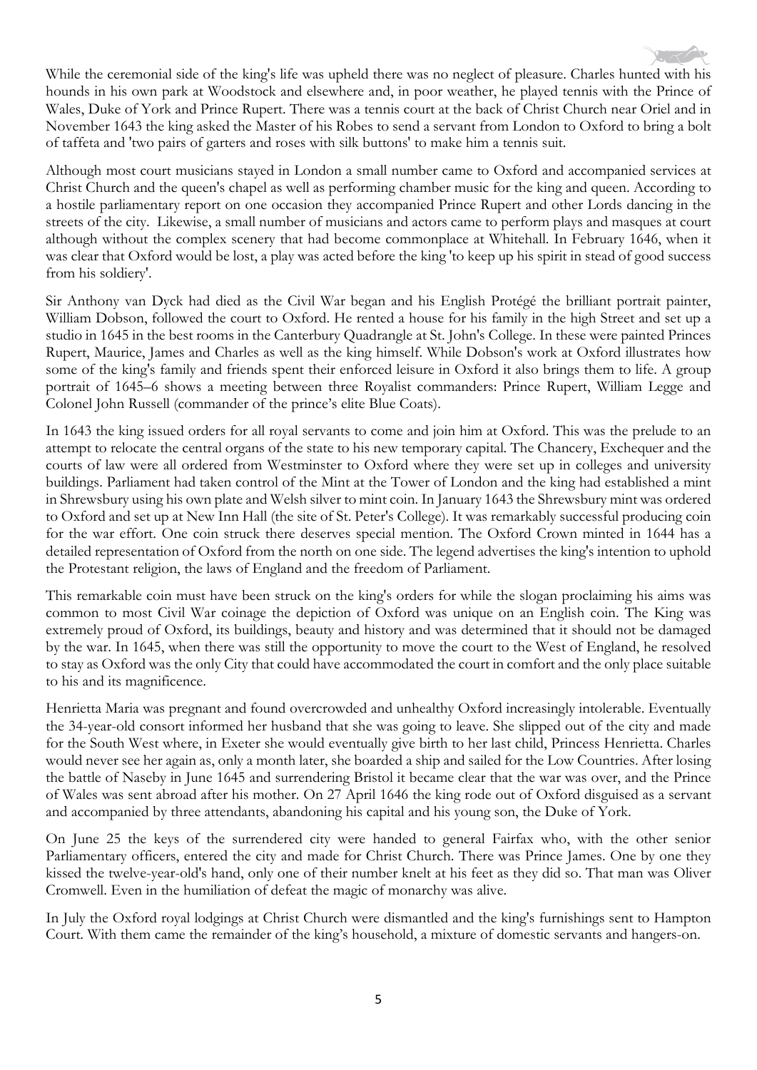While the ceremonial side of the king's life was upheld there was no neglect of pleasure. Charles hunted with his hounds in his own park at Woodstock and elsewhere and, in poor weather, he played tennis with the Prince of Wales, Duke of York and Prince Rupert. There was a tennis court at the back of Christ Church near Oriel and in November 1643 the king asked the Master of his Robes to send a servant from London to Oxford to bring a bolt of taffeta and 'two pairs of garters and roses with silk buttons' to make him a tennis suit.

Although most court musicians stayed in London a small number came to Oxford and accompanied services at Christ Church and the queen's chapel as well as performing chamber music for the king and queen. According to a hostile parliamentary report on one occasion they accompanied Prince Rupert and other Lords dancing in the streets of the city. Likewise, a small number of musicians and actors came to perform plays and masques at court although without the complex scenery that had become commonplace at Whitehall. In February 1646, when it was clear that Oxford would be lost, a play was acted before the king 'to keep up his spirit in stead of good success from his soldiery'.

Sir Anthony van Dyck had died as the Civil War began and his English Protégé the brilliant portrait painter, William Dobson, followed the court to Oxford. He rented a house for his family in the high Street and set up a studio in 1645 in the best rooms in the Canterbury Quadrangle at St. John's College. In these were painted Princes Rupert, Maurice, James and Charles as well as the king himself. While Dobson's work at Oxford illustrates how some of the king's family and friends spent their enforced leisure in Oxford it also brings them to life. A group portrait of 1645–6 shows a meeting between three Royalist commanders: Prince Rupert, William Legge and Colonel John Russell (commander of the prince's elite Blue Coats).

In 1643 the king issued orders for all royal servants to come and join him at Oxford. This was the prelude to an attempt to relocate the central organs of the state to his new temporary capital. The Chancery, Exchequer and the courts of law were all ordered from Westminster to Oxford where they were set up in colleges and university buildings. Parliament had taken control of the Mint at the Tower of London and the king had established a mint in Shrewsbury using his own plate and Welsh silver to mint coin. In January 1643 the Shrewsbury mint was ordered to Oxford and set up at New Inn Hall (the site of St. Peter's College). It was remarkably successful producing coin for the war effort. One coin struck there deserves special mention. The Oxford Crown minted in 1644 has a detailed representation of Oxford from the north on one side. The legend advertises the king's intention to uphold the Protestant religion, the laws of England and the freedom of Parliament.

This remarkable coin must have been struck on the king's orders for while the slogan proclaiming his aims was common to most Civil War coinage the depiction of Oxford was unique on an English coin. The King was extremely proud of Oxford, its buildings, beauty and history and was determined that it should not be damaged by the war. In 1645, when there was still the opportunity to move the court to the West of England, he resolved to stay as Oxford was the only City that could have accommodated the court in comfort and the only place suitable to his and its magnificence.

Henrietta Maria was pregnant and found overcrowded and unhealthy Oxford increasingly intolerable. Eventually the 34-year-old consort informed her husband that she was going to leave. She slipped out of the city and made for the South West where, in Exeter she would eventually give birth to her last child, Princess Henrietta. Charles would never see her again as, only a month later, she boarded a ship and sailed for the Low Countries. After losing the battle of Naseby in June 1645 and surrendering Bristol it became clear that the war was over, and the Prince of Wales was sent abroad after his mother. On 27 April 1646 the king rode out of Oxford disguised as a servant and accompanied by three attendants, abandoning his capital and his young son, the Duke of York.

On June 25 the keys of the surrendered city were handed to general Fairfax who, with the other senior Parliamentary officers, entered the city and made for Christ Church. There was Prince James. One by one they kissed the twelve-year-old's hand, only one of their number knelt at his feet as they did so. That man was Oliver Cromwell. Even in the humiliation of defeat the magic of monarchy was alive.

In July the Oxford royal lodgings at Christ Church were dismantled and the king's furnishings sent to Hampton Court. With them came the remainder of the king's household, a mixture of domestic servants and hangers-on.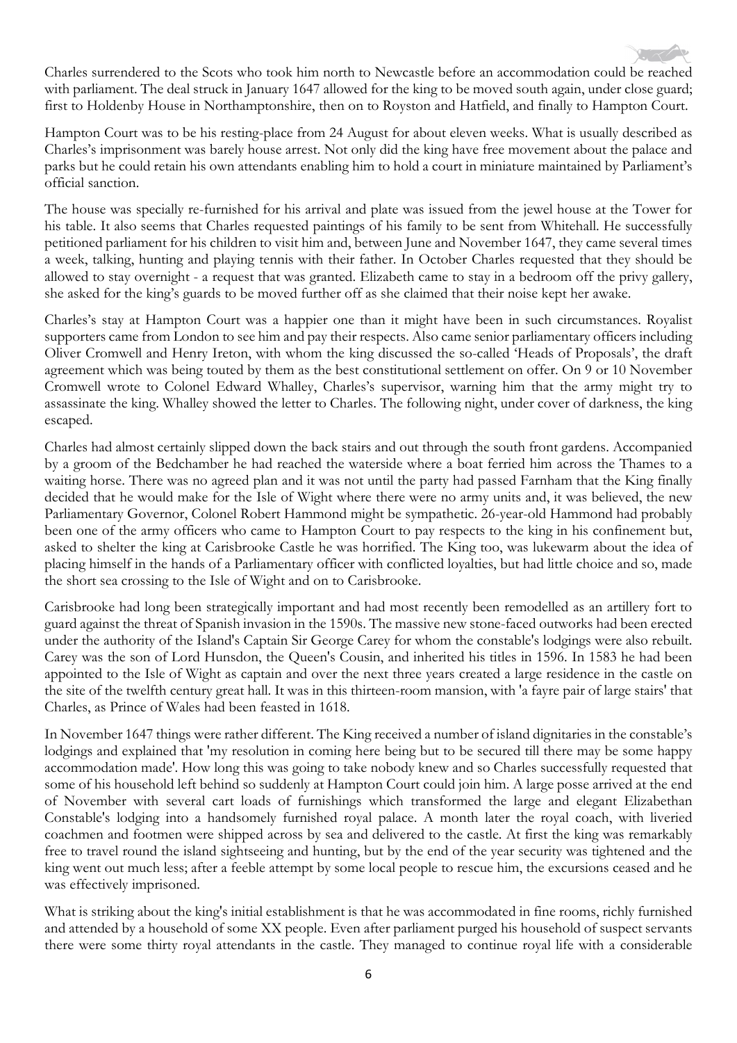Charles surrendered to the Scots who took him north to Newcastle before an accommodation could be reached with parliament. The deal struck in January 1647 allowed for the king to be moved south again, under close guard; first to Holdenby House in Northamptonshire, then on to Royston and Hatfield, and finally to Hampton Court.

Hampton Court was to be his resting-place from 24 August for about eleven weeks. What is usually described as Charles's imprisonment was barely house arrest. Not only did the king have free movement about the palace and parks but he could retain his own attendants enabling him to hold a court in miniature maintained by Parliament's official sanction.

The house was specially re-furnished for his arrival and plate was issued from the jewel house at the Tower for his table. It also seems that Charles requested paintings of his family to be sent from Whitehall. He successfully petitioned parliament for his children to visit him and, between June and November 1647, they came several times a week, talking, hunting and playing tennis with their father. In October Charles requested that they should be allowed to stay overnight - a request that was granted. Elizabeth came to stay in a bedroom off the privy gallery, she asked for the king's guards to be moved further off as she claimed that their noise kept her awake.

Charles's stay at Hampton Court was a happier one than it might have been in such circumstances. Royalist supporters came from London to see him and pay their respects. Also came senior parliamentary officers including Oliver Cromwell and Henry Ireton, with whom the king discussed the so-called 'Heads of Proposals', the draft agreement which was being touted by them as the best constitutional settlement on offer. On 9 or 10 November Cromwell wrote to Colonel Edward Whalley, Charles's supervisor, warning him that the army might try to assassinate the king. Whalley showed the letter to Charles. The following night, under cover of darkness, the king escaped.

Charles had almost certainly slipped down the back stairs and out through the south front gardens. Accompanied by a groom of the Bedchamber he had reached the waterside where a boat ferried him across the Thames to a waiting horse. There was no agreed plan and it was not until the party had passed Farnham that the King finally decided that he would make for the Isle of Wight where there were no army units and, it was believed, the new Parliamentary Governor, Colonel Robert Hammond might be sympathetic. 26-year-old Hammond had probably been one of the army officers who came to Hampton Court to pay respects to the king in his confinement but, asked to shelter the king at Carisbrooke Castle he was horrified. The King too, was lukewarm about the idea of placing himself in the hands of a Parliamentary officer with conflicted loyalties, but had little choice and so, made the short sea crossing to the Isle of Wight and on to Carisbrooke.

Carisbrooke had long been strategically important and had most recently been remodelled as an artillery fort to guard against the threat of Spanish invasion in the 1590s. The massive new stone-faced outworks had been erected under the authority of the Island's Captain Sir George Carey for whom the constable's lodgings were also rebuilt. Carey was the son of Lord Hunsdon, the Queen's Cousin, and inherited his titles in 1596. In 1583 he had been appointed to the Isle of Wight as captain and over the next three years created a large residence in the castle on the site of the twelfth century great hall. It was in this thirteen-room mansion, with 'a fayre pair of large stairs' that Charles, as Prince of Wales had been feasted in 1618.

In November 1647 things were rather different. The King received a number of island dignitaries in the constable's lodgings and explained that 'my resolution in coming here being but to be secured till there may be some happy accommodation made'. How long this was going to take nobody knew and so Charles successfully requested that some of his household left behind so suddenly at Hampton Court could join him. A large posse arrived at the end of November with several cart loads of furnishings which transformed the large and elegant Elizabethan Constable's lodging into a handsomely furnished royal palace. A month later the royal coach, with liveried coachmen and footmen were shipped across by sea and delivered to the castle. At first the king was remarkably free to travel round the island sightseeing and hunting, but by the end of the year security was tightened and the king went out much less; after a feeble attempt by some local people to rescue him, the excursions ceased and he was effectively imprisoned.

What is striking about the king's initial establishment is that he was accommodated in fine rooms, richly furnished and attended by a household of some XX people. Even after parliament purged his household of suspect servants there were some thirty royal attendants in the castle. They managed to continue royal life with a considerable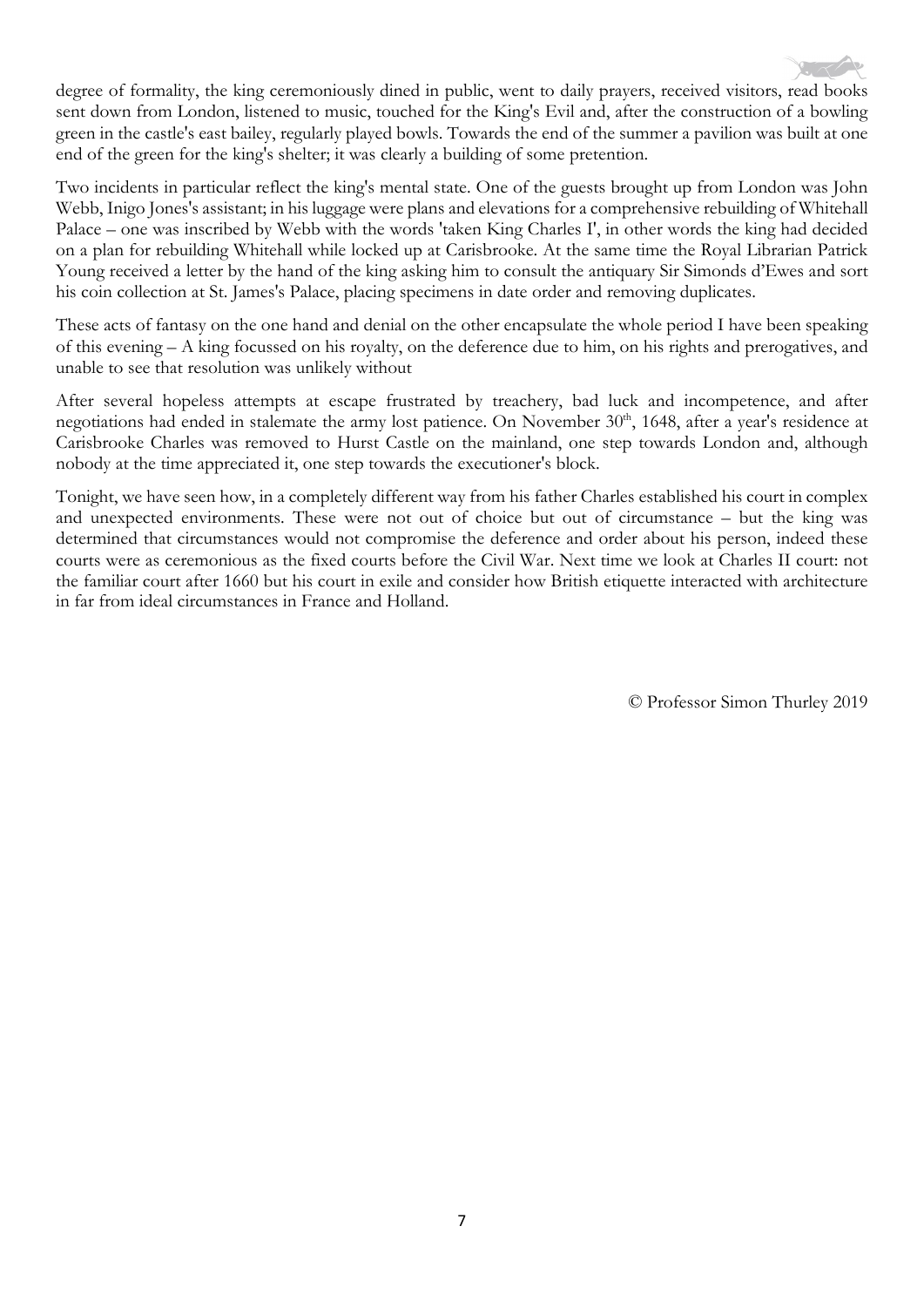degree of formality, the king ceremoniously dined in public, went to daily prayers, received visitors, read books sent down from London, listened to music, touched for the King's Evil and, after the construction of a bowling green in the castle's east bailey, regularly played bowls. Towards the end of the summer a pavilion was built at one end of the green for the king's shelter; it was clearly a building of some pretention.

Two incidents in particular reflect the king's mental state. One of the guests brought up from London was John Webb, Inigo Jones's assistant; in his luggage were plans and elevations for a comprehensive rebuilding of Whitehall Palace – one was inscribed by Webb with the words 'taken King Charles I', in other words the king had decided on a plan for rebuilding Whitehall while locked up at Carisbrooke. At the same time the Royal Librarian Patrick Young received a letter by the hand of the king asking him to consult the antiquary Sir Simonds d'Ewes and sort his coin collection at St. James's Palace, placing specimens in date order and removing duplicates.

These acts of fantasy on the one hand and denial on the other encapsulate the whole period I have been speaking of this evening – A king focussed on his royalty, on the deference due to him, on his rights and prerogatives, and unable to see that resolution was unlikely without

After several hopeless attempts at escape frustrated by treachery, bad luck and incompetence, and after negotiations had ended in stalemate the army lost patience. On November 30th, 1648, after a year's residence at Carisbrooke Charles was removed to Hurst Castle on the mainland, one step towards London and, although nobody at the time appreciated it, one step towards the executioner's block.

Tonight, we have seen how, in a completely different way from his father Charles established his court in complex and unexpected environments. These were not out of choice but out of circumstance – but the king was determined that circumstances would not compromise the deference and order about his person, indeed these courts were as ceremonious as the fixed courts before the Civil War. Next time we look at Charles II court: not the familiar court after 1660 but his court in exile and consider how British etiquette interacted with architecture in far from ideal circumstances in France and Holland.

© Professor Simon Thurley 2019